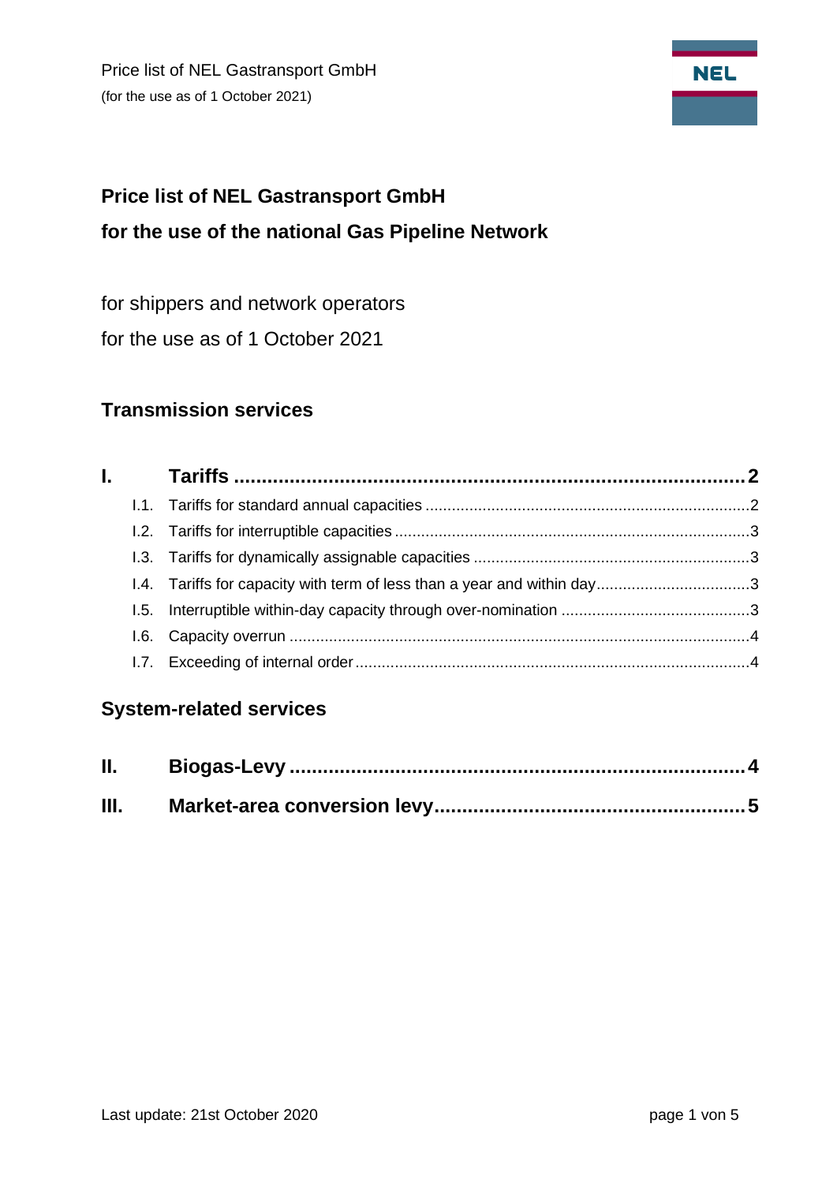# Price list of NEL Gastransport GmbH
# for the use of the national Gas Pipeline Network

for shippers and network operators

for the use as of 1 October 2021

## Transmission services

**I. Tariffs ........................................................................................ 2**

- I.1. Tariffs for standard annual capacities ........................................................................ 2
- I.2. Tariffs for interruptible capacities ................................................................................ 3
- I.3. Tariffs for dynamically assignable capacities .............................................................. 3
- I.4. Tariffs for capacity with term of less than a year and within day .................................. 3
- I.5. Interruptible within-day capacity through over-nomination .......................................... 3
- I.6. Capacity overrun ......................................................................................................... 4
- I.7. Exceeding of internal order ......................................................................................... 4

## System-related services

**II. Biogas-Levy ................................................................................. 4**

**III. Market-area conversion levy ....................................................... 5**

Last update: 21st October 2020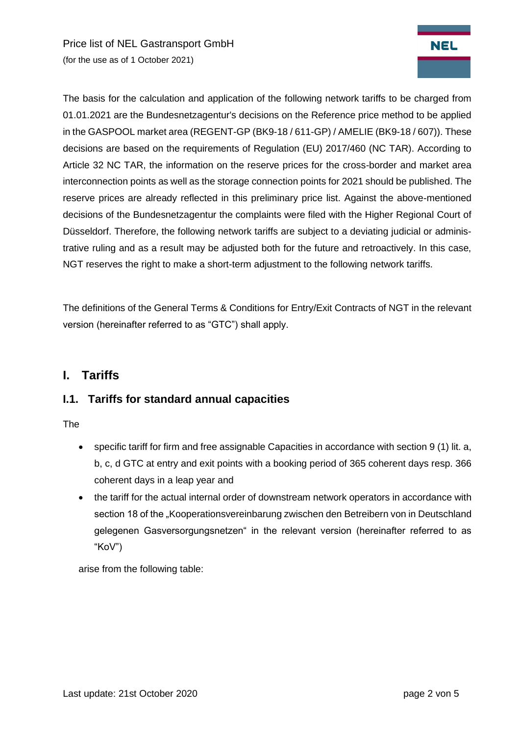The basis for the calculation and application of the following network tariffs to be charged from 01.01.2021 are the Bundesnetzagentur's decisions on the Reference price method to be applied in the GASPOOL market area (REGENT-GP (BK9-18 / 611-GP) / AMELIE (BK9-18 / 607)). These decisions are based on the requirements of Regulation (EU) 2017/460 (NC TAR). According to Article 32 NC TAR, the information on the reserve prices for the cross-border and market area interconnection points as well as the storage connection points for 2021 should be published. The reserve prices are already reflected in this preliminary price list. Against the above-mentioned decisions of the Bundesnetzagentur the complaints were filed with the Higher Regional Court of Düsseldorf. Therefore, the following network tariffs are subject to a deviating judicial or administrative ruling and as a result may be adjusted both for the future and retroactively. In this case, NGT reserves the right to make a short-term adjustment to the following network tariffs.

The definitions of the General Terms & Conditions for Entry/Exit Contracts of NGT in the relevant version (hereinafter referred to as "GTC") shall apply.

# I. Tariffs

## I.1. Tariffs for standard annual capacities

The

- specific tariff for firm and free assignable Capacities in accordance with section 9 (1) lit. a, b, c, d GTC at entry and exit points with a booking period of 365 coherent days resp. 366 coherent days in a leap year and
- the tariff for the actual internal order of downstream network operators in accordance with section 18 of the „Kooperationsvereinbarung zwischen den Betreibern von in Deutschland gelegenen Gasversorgungsnetzen" in the relevant version (hereinafter referred to as "KoV")

arise from the following table: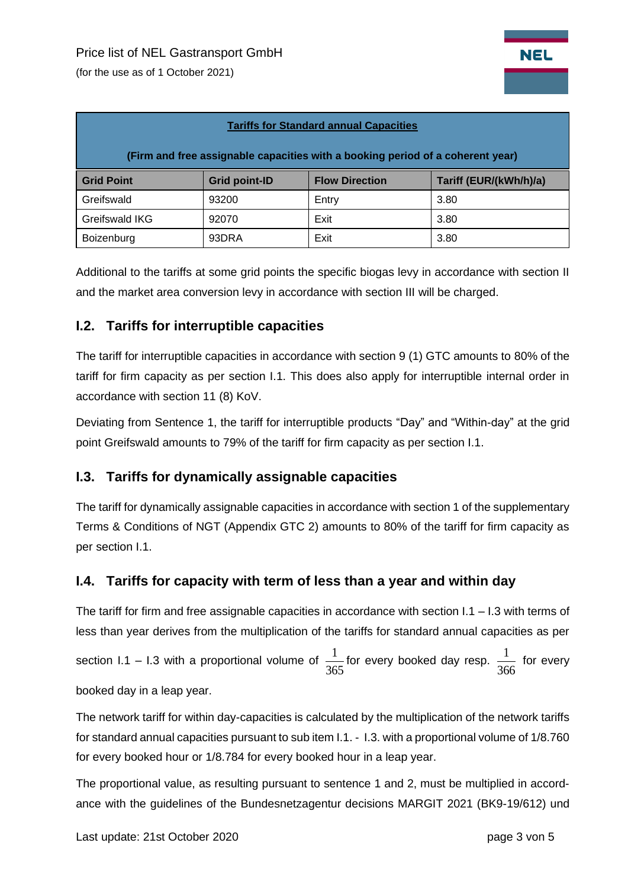| Tariffs for Standard annual Capacities (Firm and free assignable capacities with a booking period of a coherent year) | | | |
|---|---|---|---|
| **Grid Point** | **Grid point-ID** | **Flow Direction** | **Tariff (EUR/(kWh/h)/a)** |
| Greifswald | 93200 | Entry | 3.80 |
| Greifswald IKG | 92070 | Exit | 3.80 |
| Boizenburg | 93DRA | Exit | 3.80 |

Additional to the tariffs at some grid points the specific biogas levy in accordance with section II and the market area conversion levy in accordance with section III will be charged.

## I.2. Tariffs for interruptible capacities

The tariff for interruptible capacities in accordance with section 9 (1) GTC amounts to 80% of the tariff for firm capacity as per section I.1. This does also apply for interruptible internal order in accordance with section 11 (8) KoV.

Deviating from Sentence 1, the tariff for interruptible products "Day" and "Within-day" at the grid point Greifswald amounts to 79% of the tariff for firm capacity as per section I.1.

## I.3. Tariffs for dynamically assignable capacities

The tariff for dynamically assignable capacities in accordance with section 1 of the supplementary Terms & Conditions of NGT (Appendix GTC 2) amounts to 80% of the tariff for firm capacity as per section I.1.

## I.4. Tariffs for capacity with term of less than a year and within day

The tariff for firm and free assignable capacities in accordance with section I.1 – I.3 with terms of less than year derives from the multiplication of the tariffs for standard annual capacities as per section I.1 – I.3 with a proportional volume of $\frac{1}{365}$ for every booked day resp. $\frac{1}{366}$ for every booked day in a leap year.

The network tariff for within day-capacities is calculated by the multiplication of the network tariffs for standard annual capacities pursuant to sub item I.1. - I.3. with a proportional volume of 1/8.760 for every booked hour or 1/8.784 for every booked hour in a leap year.

The proportional value, as resulting pursuant to sentence 1 and 2, must be multiplied in accordance with the guidelines of the Bundesnetzagentur decisions MARGIT 2021 (BK9-19/612) und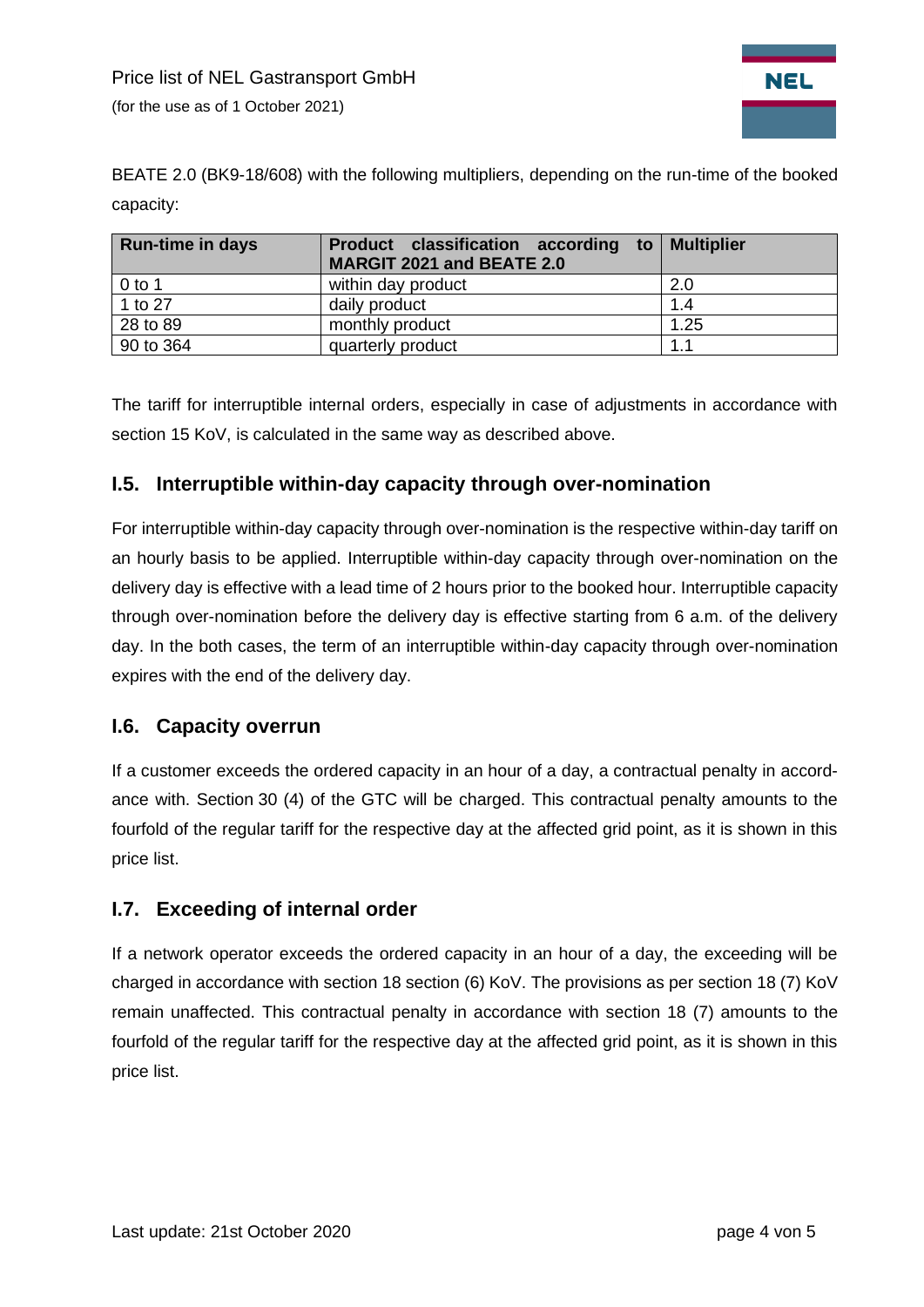BEATE 2.0 (BK9-18/608) with the following multipliers, depending on the run-time of the booked capacity:

| Run-time in days | Product classification according to MARGIT 2021 and BEATE 2.0 | Multiplier |
| --- | --- | --- |
| 0 to 1 | within day product | 2.0 |
| 1 to 27 | daily product | 1.4 |
| 28 to 89 | monthly product | 1.25 |
| 90 to 364 | quarterly product | 1.1 |

The tariff for interruptible internal orders, especially in case of adjustments in accordance with section 15 KoV, is calculated in the same way as described above.

## I.5. Interruptible within-day capacity through over-nomination

For interruptible within-day capacity through over-nomination is the respective within-day tariff on an hourly basis to be applied. Interruptible within-day capacity through over-nomination on the delivery day is effective with a lead time of 2 hours prior to the booked hour. Interruptible capacity through over-nomination before the delivery day is effective starting from 6 a.m. of the delivery day. In the both cases, the term of an interruptible within-day capacity through over-nomination expires with the end of the delivery day.

## I.6. Capacity overrun

If a customer exceeds the ordered capacity in an hour of a day, a contractual penalty in accordance with. Section 30 (4) of the GTC will be charged. This contractual penalty amounts to the fourfold of the regular tariff for the respective day at the affected grid point, as it is shown in this price list.

## I.7. Exceeding of internal order

If a network operator exceeds the ordered capacity in an hour of a day, the exceeding will be charged in accordance with section 18 section (6) KoV. The provisions as per section 18 (7) KoV remain unaffected. This contractual penalty in accordance with section 18 (7) amounts to the fourfold of the regular tariff for the respective day at the affected grid point, as it is shown in this price list.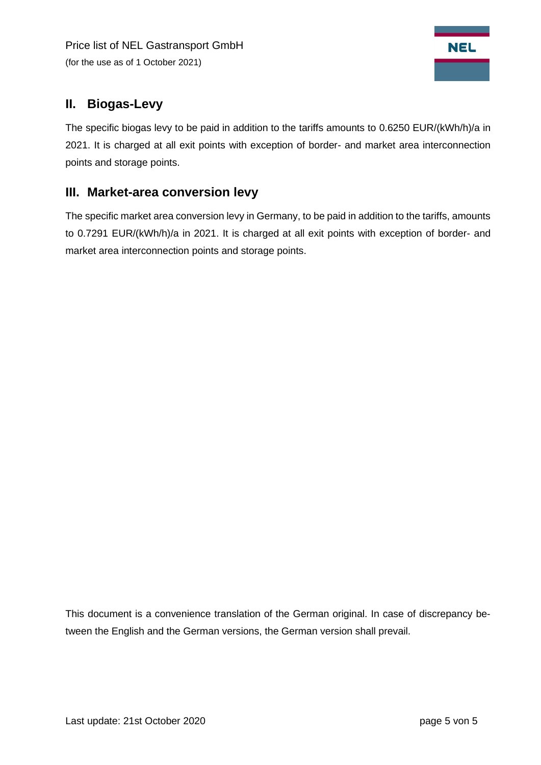## II. Biogas-Levy

The specific biogas levy to be paid in addition to the tariffs amounts to 0.6250 EUR/(kWh/h)/a in 2021. It is charged at all exit points with exception of border- and market area interconnection points and storage points.

## III. Market-area conversion levy

The specific market area conversion levy in Germany, to be paid in addition to the tariffs, amounts to 0.7291 EUR/(kWh/h)/a in 2021. It is charged at all exit points with exception of border- and market area interconnection points and storage points.

This document is a convenience translation of the German original. In case of discrepancy between the English and the German versions, the German version shall prevail.

Last update: 21st October 2020